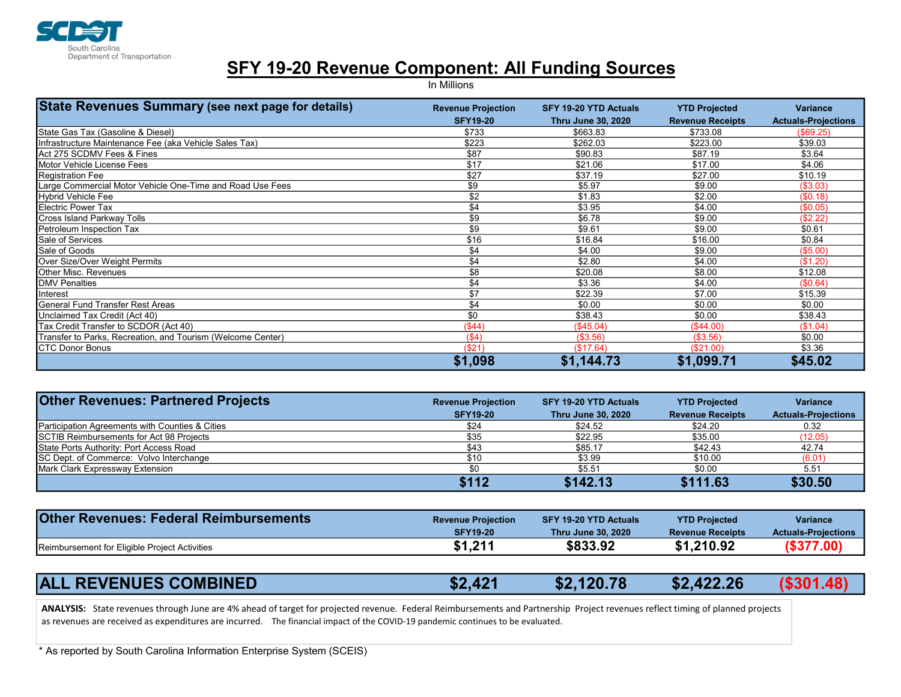SCDOT
South Carolina
Department of Transportation

# SFY 19-20 Revenue Component: All Funding Sources

In Millions

| State Revenues Summary (see next page for details) | Revenue Projection SFY19-20 | SFY 19-20 YTD Actuals Thru June 30, 2020 | YTD Projected Revenue Receipts | Variance Actuals-Projections |
|---|---|---|---|---|
| State Gas Tax (Gasoline & Diesel) | $733 | $663.83 | $733.08 | ($69.25) |
| Infrastructure Maintenance Fee (aka Vehicle Sales Tax) | $223 | $262.03 | $223.00 | $39.03 |
| Act 275 SCDMV Fees & Fines | $87 | $90.83 | $87.19 | $3.64 |
| Motor Vehicle License Fees | $17 | $21.06 | $17.00 | $4.06 |
| Registration Fee | $27 | $37.19 | $27.00 | $10.19 |
| Large Commercial Motor Vehicle One-Time and Road Use Fees | $9 | $5.97 | $9.00 | ($3.03) |
| Hybrid Vehicle Fee | $2 | $1.83 | $2.00 | ($0.18) |
| Electric Power Tax | $4 | $3.95 | $4.00 | ($0.05) |
| Cross Island Parkway Tolls | $9 | $6.78 | $9.00 | ($2.22) |
| Petroleum Inspection Tax | $9 | $9.61 | $9.00 | $0.61 |
| Sale of Services | $16 | $16.84 | $16.00 | $0.84 |
| Sale of Goods | $4 | $4.00 | $9.00 | ($5.00) |
| Over Size/Over Weight Permits | $4 | $2.80 | $4.00 | ($1.20) |
| Other Misc. Revenues | $8 | $20.08 | $8.00 | $12.08 |
| DMV Penalties | $4 | $3.36 | $4.00 | ($0.64) |
| Interest | $7 | $22.39 | $7.00 | $15.39 |
| General Fund Transfer Rest Areas | $4 | $0.00 | $0.00 | $0.00 |
| Unclaimed Tax Credit (Act 40) | $0 | $38.43 | $0.00 | $38.43 |
| Tax Credit Transfer to SCDOR (Act 40) | ($44) | ($45.04) | ($44.00) | ($1.04) |
| Transfer to Parks, Recreation, and Tourism (Welcome Center) | ($4) | ($3.56) | ($3.56) | $0.00 |
| CTC Donor Bonus | ($21) | ($17.64) | ($21.00) | $3.36 |
| | **$1,098** | **$1,144.73** | **$1,099.71** | **$45.02** |

| Other Revenues: Partnered Projects | Revenue Projection SFY19-20 | SFY 19-20 YTD Actuals Thru June 30, 2020 | YTD Projected Revenue Receipts | Variance Actuals-Projections |
|---|---|---|---|---|
| Participation Agreements with Counties & Cities | $24 | $24.52 | $24.20 | 0.32 |
| SCTIB Reimbursements for Act 98 Projects | $35 | $22.95 | $35.00 | (12.05) |
| State Ports Authority: Port Access Road | $43 | $85.17 | $42.43 | 42.74 |
| SC Dept. of Commerce: Volvo Interchange | $10 | $3.99 | $10.00 | (6.01) |
| Mark Clark Expressway Extension | $0 | $5.51 | $0.00 | 5.51 |
| | **$112** | **$142.13** | **$111.63** | **$30.50** |

| Other Revenues: Federal Reimbursements | Revenue Projection SFY19-20 | SFY 19-20 YTD Actuals Thru June 30, 2020 | YTD Projected Revenue Receipts | Variance Actuals-Projections |
|---|---|---|---|---|
| Reimbursement for Eligible Project Activities | **$1,211** | **$833.92** | **$1,210.92** | **($377.00)** |

| ALL REVENUES COMBINED | **$2,421** | **$2,120.78** | **$2,422.26** | **($301.48)** |
|---|---|---|---|---|

**ANALYSIS:** State revenues through June are 4% ahead of target for projected revenue. Federal Reimbursements and Partnership Project revenues reflect timing of planned projects as revenues are received as expenditures are incurred. The financial impact of the COVID-19 pandemic continues to be evaluated.

* As reported by South Carolina Information Enterprise System (SCEIS)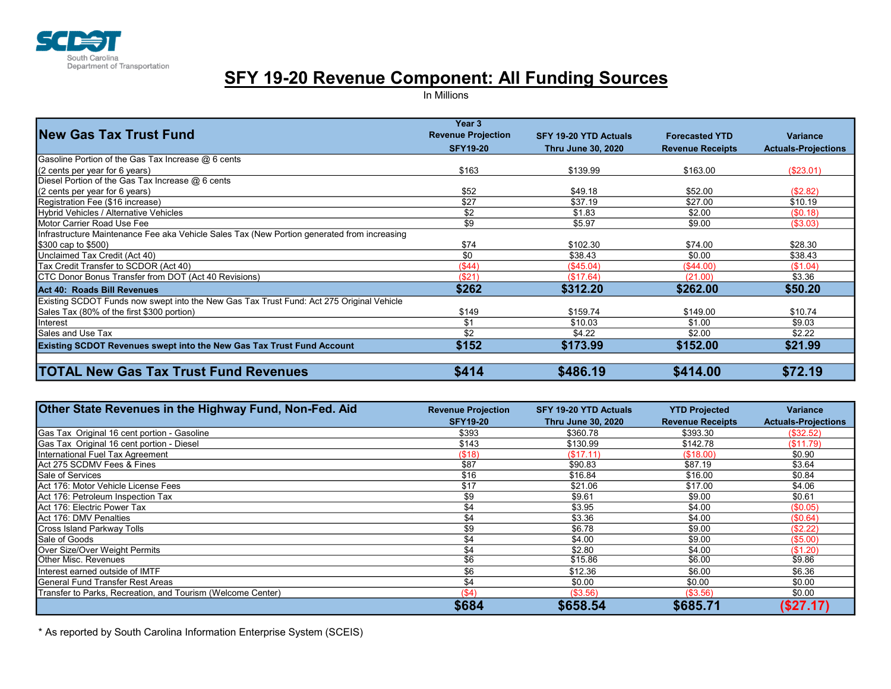South Carolina Department of Transportation

# SFY 19-20 Revenue Component: All Funding Sources

In Millions

| New Gas Tax Trust Fund | Year 3 Revenue Projection SFY19-20 | SFY 19-20 YTD Actuals Thru June 30, 2020 | Forecasted YTD Revenue Receipts | Variance Actuals-Projections |
|---|---|---|---|---|
| Gasoline Portion of the Gas Tax Increase @ 6 cents (2 cents per year for 6 years) | $163 | $139.99 | $163.00 | ($23.01) |
| Diesel Portion of the Gas Tax Increase @ 6 cents (2 cents per year for 6 years) | $52 | $49.18 | $52.00 | ($2.82) |
| Registration Fee ($16 increase) | $27 | $37.19 | $27.00 | $10.19 |
| Hybrid Vehicles / Alternative Vehicles | $2 | $1.83 | $2.00 | ($0.18) |
| Motor Carrier Road Use Fee | $9 | $5.97 | $9.00 | ($3.03) |
| Infrastructure Maintenance Fee aka Vehicle Sales Tax (New Portion generated from increasing $300 cap to $500) | $74 | $102.30 | $74.00 | $28.30 |
| Unclaimed Tax Credit (Act 40) | $0 | $38.43 | $0.00 | $38.43 |
| Tax Credit Transfer to SCDOR (Act 40) | ($44) | ($45.04) | ($44.00) | ($1.04) |
| CTC Donor Bonus Transfer from DOT (Act 40 Revisions) | ($21) | ($17.64) | (21.00) | $3.36 |
| **Act 40: Roads Bill Revenues** | **$262** | **$312.20** | **$262.00** | **$50.20** |
| Existing SCDOT Funds now swept into the New Gas Tax Trust Fund: Act 275 Original Vehicle Sales Tax (80% of the first $300 portion) | $149 | $159.74 | $149.00 | $10.74 |
| Interest | $1 | $10.03 | $1.00 | $9.03 |
| Sales and Use Tax | $2 | $4.22 | $2.00 | $2.22 |
| **Existing SCDOT Revenues swept into the New Gas Tax Trust Fund Account** | **$152** | **$173.99** | **$152.00** | **$21.99** |
| | | | | |
| **TOTAL New Gas Tax Trust Fund Revenues** | **$414** | **$486.19** | **$414.00** | **$72.19** |

| Other State Revenues in the Highway Fund, Non-Fed. Aid | Revenue Projection SFY19-20 | SFY 19-20 YTD Actuals Thru June 30, 2020 | YTD Projected Revenue Receipts | Variance Actuals-Projections |
|---|---|---|---|---|
| Gas Tax Original 16 cent portion - Gasoline | $393 | $360.78 | $393.30 | ($32.52) |
| Gas Tax Original 16 cent portion - Diesel | $143 | $130.99 | $142.78 | ($11.79) |
| International Fuel Tax Agreement | ($18) | ($17.11) | ($18.00) | $0.90 |
| Act 275 SCDMV Fees & Fines | $87 | $90.83 | $87.19 | $3.64 |
| Sale of Services | $16 | $16.84 | $16.00 | $0.84 |
| Act 176: Motor Vehicle License Fees | $17 | $21.06 | $17.00 | $4.06 |
| Act 176: Petroleum Inspection Tax | $9 | $9.61 | $9.00 | $0.61 |
| Act 176: Electric Power Tax | $4 | $3.95 | $4.00 | ($0.05) |
| Act 176: DMV Penalties | $4 | $3.36 | $4.00 | ($0.64) |
| Cross Island Parkway Tolls | $9 | $6.78 | $9.00 | ($2.22) |
| Sale of Goods | $4 | $4.00 | $9.00 | ($5.00) |
| Over Size/Over Weight Permits | $4 | $2.80 | $4.00 | ($1.20) |
| Other Misc. Revenues | $6 | $15.86 | $6.00 | $9.86 |
| Interest earned outside of IMTF | $6 | $12.36 | $6.00 | $6.36 |
| General Fund Transfer Rest Areas | $4 | $0.00 | $0.00 | $0.00 |
| Transfer to Parks, Recreation, and Tourism (Welcome Center) | ($4) | ($3.56) | ($3.56) | $0.00 |
| | **$684** | **$658.54** | **$685.71** | **($27.17)** |

* As reported by South Carolina Information Enterprise System (SCEIS)